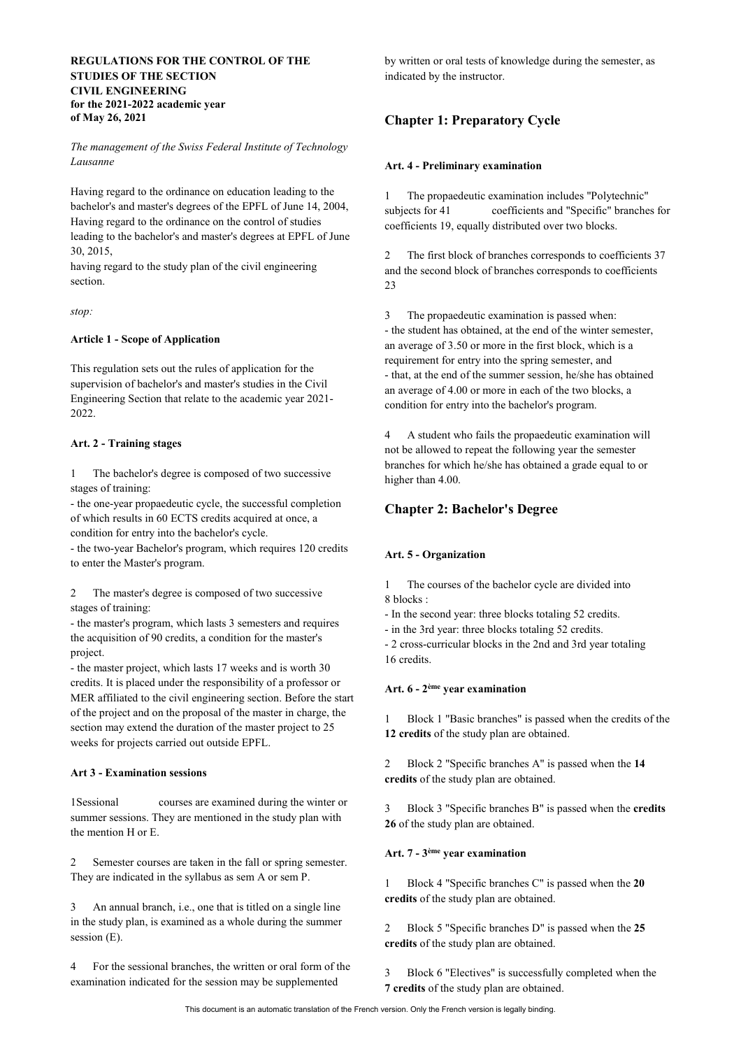**REGULATIONS FOR THE CONTROL OF THE STUDIES OF THE SECTION CIVIL ENGINEERING for the 2021-2022 academic year of May 26, 2021**

*The management of the Swiss Federal Institute of Technology Lausanne*

Having regard to the ordinance on education leading to the bachelor's and master's degrees of the EPFL of June 14, 2004, Having regard to the ordinance on the control of studies leading to the bachelor's and master's degrees at EPFL of June 30, 2015,

having regard to the study plan of the civil engineering section.

*stop:*

**Article 1 - Scope of Application**

This regulation sets out the rules of application for the supervision of bachelor's and master's studies in the Civil Engineering Section that relate to the academic year 2021-2022.

**Art. 2 - Training stages**

1 The bachelor's degree is composed of two successive stages of training:
- the one-year propaedeutic cycle, the successful completion of which results in 60 ECTS credits acquired at once, a condition for entry into the bachelor's cycle.
- the two-year Bachelor's program, which requires 120 credits to enter the Master's program.

2 The master's degree is composed of two successive stages of training:
- the master's program, which lasts 3 semesters and requires the acquisition of 90 credits, a condition for the master's project.
- the master project, which lasts 17 weeks and is worth 30 credits. It is placed under the responsibility of a professor or MER affiliated to the civil engineering section. Before the start of the project and on the proposal of the master in charge, the section may extend the duration of the master project to 25 weeks for projects carried out outside EPFL.

**Art 3 - Examination sessions**

1Sessional courses are examined during the winter or summer sessions. They are mentioned in the study plan with the mention H or E.

2 Semester courses are taken in the fall or spring semester. They are indicated in the syllabus as sem A or sem P.

3 An annual branch, i.e., one that is titled on a single line in the study plan, is examined as a whole during the summer session (E).

4 For the sessional branches, the written or oral form of the examination indicated for the session may be supplemented by written or oral tests of knowledge during the semester, as indicated by the instructor.

## Chapter 1: Preparatory Cycle

**Art. 4 - Preliminary examination**

1 The propaedeutic examination includes "Polytechnic" subjects for 41 coefficients and "Specific" branches for coefficients 19, equally distributed over two blocks.

2 The first block of branches corresponds to coefficients 37 and the second block of branches corresponds to coefficients 23

3 The propaedeutic examination is passed when:
- the student has obtained, at the end of the winter semester, an average of 3.50 or more in the first block, which is a requirement for entry into the spring semester, and
- that, at the end of the summer session, he/she has obtained an average of 4.00 or more in each of the two blocks, a condition for entry into the bachelor's program.

4 A student who fails the propaedeutic examination will not be allowed to repeat the following year the semester branches for which he/she has obtained a grade equal to or higher than 4.00.

## Chapter 2: Bachelor's Degree

**Art. 5 - Organization**

1 The courses of the bachelor cycle are divided into 8 blocks :
- In the second year: three blocks totaling 52 credits.
- in the 3rd year: three blocks totaling 52 credits.
- 2 cross-curricular blocks in the 2nd and 3rd year totaling 16 credits.

**Art. 6 - 2ème year examination**

1 Block 1 "Basic branches" is passed when the credits of the **12 credits** of the study plan are obtained.

2 Block 2 "Specific branches A" is passed when the **14 credits** of the study plan are obtained.

3 Block 3 "Specific branches B" is passed when the **credits 26** of the study plan are obtained.

**Art. 7 - 3ème year examination**

1 Block 4 "Specific branches C" is passed when the **20 credits** of the study plan are obtained.

2 Block 5 "Specific branches D" is passed when the **25 credits** of the study plan are obtained.

3 Block 6 "Electives" is successfully completed when the **7 credits** of the study plan are obtained.

This document is an automatic translation of the French version. Only the French version is legally binding.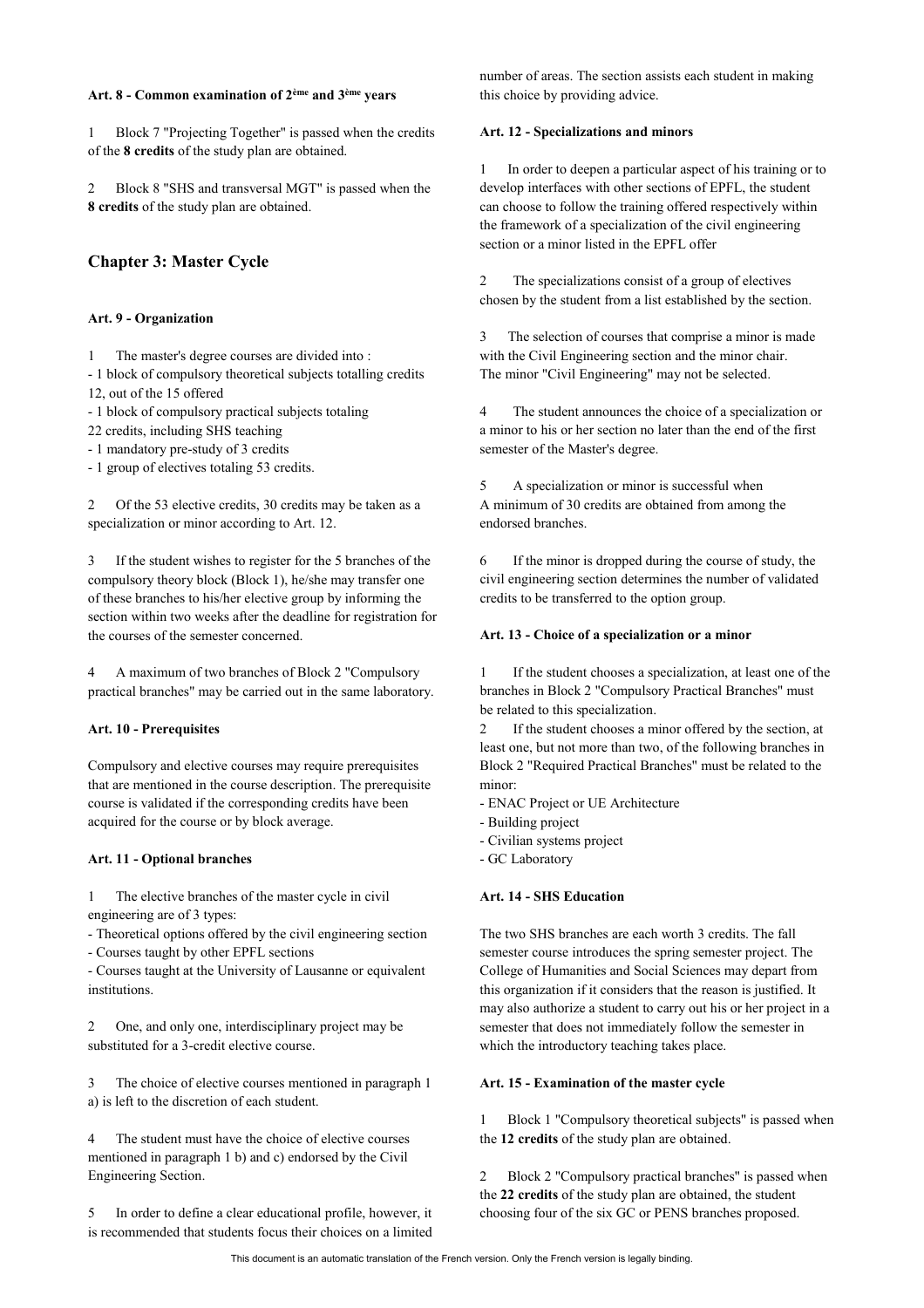**Art. 8 - Common examination of 2ème and 3ème years**

1 Block 7 "Projecting Together" is passed when the credits of the **8 credits** of the study plan are obtained.

2 Block 8 "SHS and transversal MGT" is passed when the **8 credits** of the study plan are obtained.

## Chapter 3: Master Cycle

**Art. 9 - Organization**

1 The master's degree courses are divided into :
- 1 block of compulsory theoretical subjects totalling credits 12, out of the 15 offered
- 1 block of compulsory practical subjects totaling 22 credits, including SHS teaching
- 1 mandatory pre-study of 3 credits
- 1 group of electives totaling 53 credits.

2 Of the 53 elective credits, 30 credits may be taken as a specialization or minor according to Art. 12.

3 If the student wishes to register for the 5 branches of the compulsory theory block (Block 1), he/she may transfer one of these branches to his/her elective group by informing the section within two weeks after the deadline for registration for the courses of the semester concerned.

4 A maximum of two branches of Block 2 "Compulsory practical branches" may be carried out in the same laboratory.

**Art. 10 - Prerequisites**

Compulsory and elective courses may require prerequisites that are mentioned in the course description. The prerequisite course is validated if the corresponding credits have been acquired for the course or by block average.

**Art. 11 - Optional branches**

1 The elective branches of the master cycle in civil engineering are of 3 types:
- Theoretical options offered by the civil engineering section
- Courses taught by other EPFL sections
- Courses taught at the University of Lausanne or equivalent institutions.

2 One, and only one, interdisciplinary project may be substituted for a 3-credit elective course.

3 The choice of elective courses mentioned in paragraph 1 a) is left to the discretion of each student.

4 The student must have the choice of elective courses mentioned in paragraph 1 b) and c) endorsed by the Civil Engineering Section.

5 In order to define a clear educational profile, however, it is recommended that students focus their choices on a limited number of areas. The section assists each student in making this choice by providing advice.

**Art. 12 - Specializations and minors**

1 In order to deepen a particular aspect of his training or to develop interfaces with other sections of EPFL, the student can choose to follow the training offered respectively within the framework of a specialization of the civil engineering section or a minor listed in the EPFL offer

2 The specializations consist of a group of electives chosen by the student from a list established by the section.

3 The selection of courses that comprise a minor is made with the Civil Engineering section and the minor chair. The minor "Civil Engineering" may not be selected.

4 The student announces the choice of a specialization or a minor to his or her section no later than the end of the first semester of the Master's degree.

5 A specialization or minor is successful when A minimum of 30 credits are obtained from among the endorsed branches.

6 If the minor is dropped during the course of study, the civil engineering section determines the number of validated credits to be transferred to the option group.

**Art. 13 - Choice of a specialization or a minor**

1 If the student chooses a specialization, at least one of the branches in Block 2 "Compulsory Practical Branches" must be related to this specialization.

2 If the student chooses a minor offered by the section, at least one, but not more than two, of the following branches in Block 2 "Required Practical Branches" must be related to the minor:
- ENAC Project or UE Architecture
- Building project
- Civilian systems project
- GC Laboratory

**Art. 14 - SHS Education**

The two SHS branches are each worth 3 credits. The fall semester course introduces the spring semester project. The College of Humanities and Social Sciences may depart from this organization if it considers that the reason is justified. It may also authorize a student to carry out his or her project in a semester that does not immediately follow the semester in which the introductory teaching takes place.

**Art. 15 - Examination of the master cycle**

1 Block 1 "Compulsory theoretical subjects" is passed when the **12 credits** of the study plan are obtained.

2 Block 2 "Compulsory practical branches" is passed when the **22 credits** of the study plan are obtained, the student choosing four of the six GC or PENS branches proposed.

This document is an automatic translation of the French version. Only the French version is legally binding.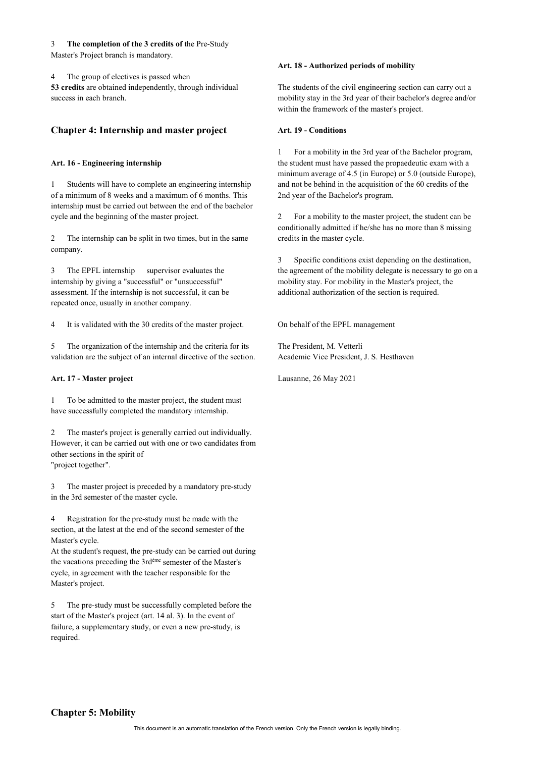3 **The completion of the 3 credits of** the Pre-Study Master's Project branch is mandatory.

4 The group of electives is passed when **53 credits** are obtained independently, through individual success in each branch.

## Chapter 4: Internship and master project

### Art. 16 - Engineering internship

1 Students will have to complete an engineering internship of a minimum of 8 weeks and a maximum of 6 months. This internship must be carried out between the end of the bachelor cycle and the beginning of the master project.

2 The internship can be split in two times, but in the same company.

3 The EPFL internship supervisor evaluates the internship by giving a "successful" or "unsuccessful" assessment. If the internship is not successful, it can be repeated once, usually in another company.

4 It is validated with the 30 credits of the master project.

5 The organization of the internship and the criteria for its validation are the subject of an internal directive of the section.

### Art. 17 - Master project

1 To be admitted to the master project, the student must have successfully completed the mandatory internship.

2 The master's project is generally carried out individually. However, it can be carried out with one or two candidates from other sections in the spirit of "project together".

3 The master project is preceded by a mandatory pre-study in the 3rd semester of the master cycle.

4 Registration for the pre-study must be made with the section, at the latest at the end of the second semester of the Master's cycle.
At the student's request, the pre-study can be carried out during the vacations preceding the 3rdème semester of the Master's cycle, in agreement with the teacher responsible for the Master's project.

5 The pre-study must be successfully completed before the start of the Master's project (art. 14 al. 3). In the event of failure, a supplementary study, or even a new pre-study, is required.

## Chapter 5: Mobility

### Art. 18 - Authorized periods of mobility

The students of the civil engineering section can carry out a mobility stay in the 3rd year of their bachelor's degree and/or within the framework of the master's project.

### Art. 19 - Conditions

1 For a mobility in the 3rd year of the Bachelor program, the student must have passed the propaedeutic exam with a minimum average of 4.5 (in Europe) or 5.0 (outside Europe), and not be behind in the acquisition of the 60 credits of the 2nd year of the Bachelor's program.

2 For a mobility to the master project, the student can be conditionally admitted if he/she has no more than 8 missing credits in the master cycle.

3 Specific conditions exist depending on the destination, the agreement of the mobility delegate is necessary to go on a mobility stay. For mobility in the Master's project, the additional authorization of the section is required.

On behalf of the EPFL management

The President, M. Vetterli
Academic Vice President, J. S. Hesthaven

Lausanne, 26 May 2021

This document is an automatic translation of the French version. Only the French version is legally binding.